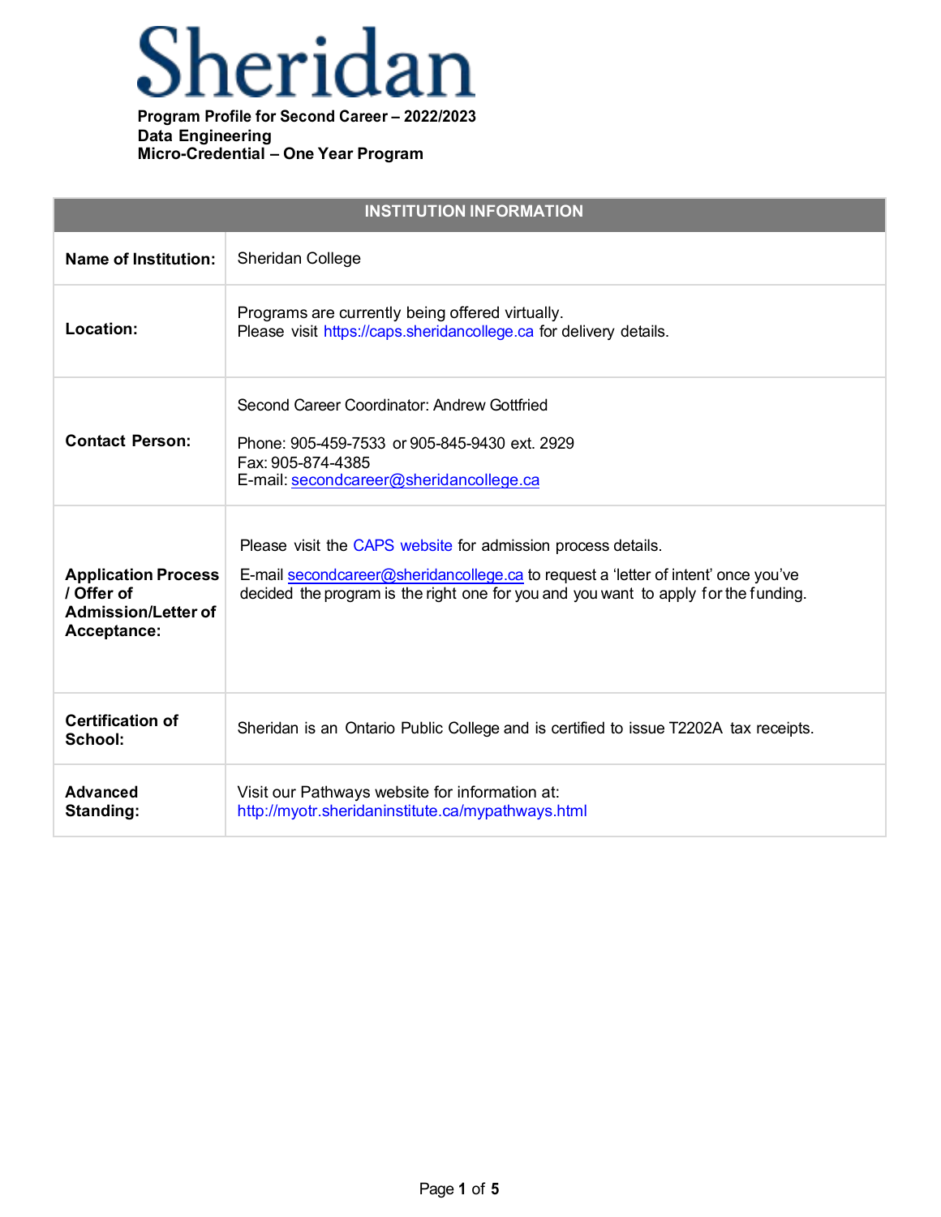# Sheridan

**Program Profile for Second Career – 2022/2023**
**Data Engineering**
**Micro-Credential – One Year Program**

| INSTITUTION INFORMATION | |
|---|---|
| **Name of Institution:** | Sheridan College |
| **Location:** | Programs are currently being offered virtually.<br>Please visit https://caps.sheridancollege.ca for delivery details. |
| **Contact Person:** | Second Career Coordinator: Andrew Gottfried<br><br>Phone: 905-459-7533 or 905-845-9430 ext. 2929<br>Fax: 905-874-4385<br>E-mail: secondcareer@sheridancollege.ca |
| **Application Process / Offer of Admission/Letter of Acceptance:** | Please visit the CAPS website for admission process details.<br><br>E-mail secondcareer@sheridancollege.ca to request a 'letter of intent' once you've decided the program is the right one for you and you want to apply for the funding. |
| **Certification of School:** | Sheridan is an Ontario Public College and is certified to issue T2202A tax receipts. |
| **Advanced Standing:** | Visit our Pathways website for information at:<br>http://myotr.sheridaninstitute.ca/mypathways.html |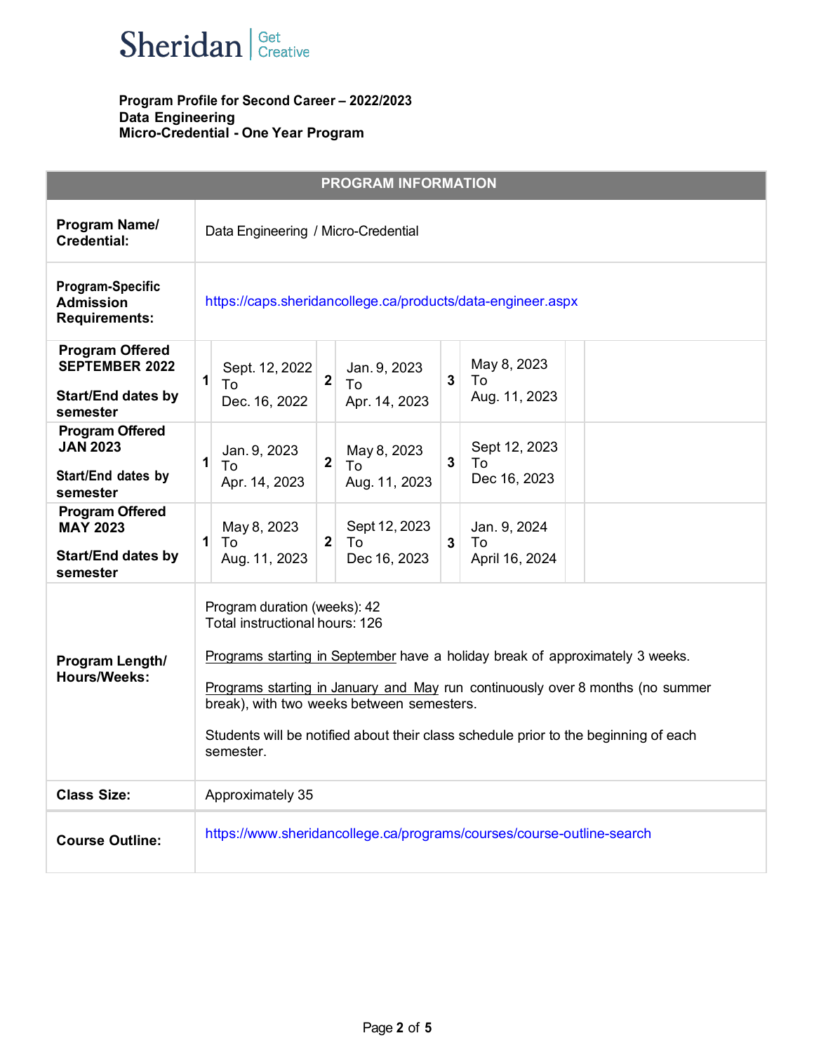**Program Profile for Second Career – 2022/2023**
**Data Engineering**
**Micro-Credential - One Year Program**

| PROGRAM INFORMATION | | | | | | | |
|---|---|---|---|---|---|---|---|
| **Program Name/ Credential:** | Data Engineering / Micro-Credential | | | | | | |
| **Program-Specific Admission Requirements:** | https://caps.sheridancollege.ca/products/data-engineer.aspx | | | | | | |
| **Program Offered SEPTEMBER 2022** **Start/End dates by semester** | **1** | Sept. 12, 2022 To Dec. 16, 2022 | **2** | Jan. 9, 2023 To Apr. 14, 2023 | **3** | May 8, 2023 To Aug. 11, 2023 | |
| **Program Offered JAN 2023** **Start/End dates by semester** | **1** | Jan. 9, 2023 To Apr. 14, 2023 | **2** | May 8, 2023 To Aug. 11, 2023 | **3** | Sept 12, 2023 To Dec 16, 2023 | |
| **Program Offered MAY 2023** **Start/End dates by semester** | **1** | May 8, 2023 To Aug. 11, 2023 | **2** | Sept 12, 2023 To Dec 16, 2023 | **3** | Jan. 9, 2024 To April 16, 2024 | |
| **Program Length/ Hours/Weeks:** | Program duration (weeks): 42<br>Total instructional hours: 126<br><br>Programs starting in September have a holiday break of approximately 3 weeks.<br><br>Programs starting in January and May run continuously over 8 months (no summer break), with two weeks between semesters.<br><br>Students will be notified about their class schedule prior to the beginning of each semester. | | | | | | |
| **Class Size:** | Approximately 35 | | | | | | |
| **Course Outline:** | https://www.sheridancollege.ca/programs/courses/course-outline-search | | | | | | |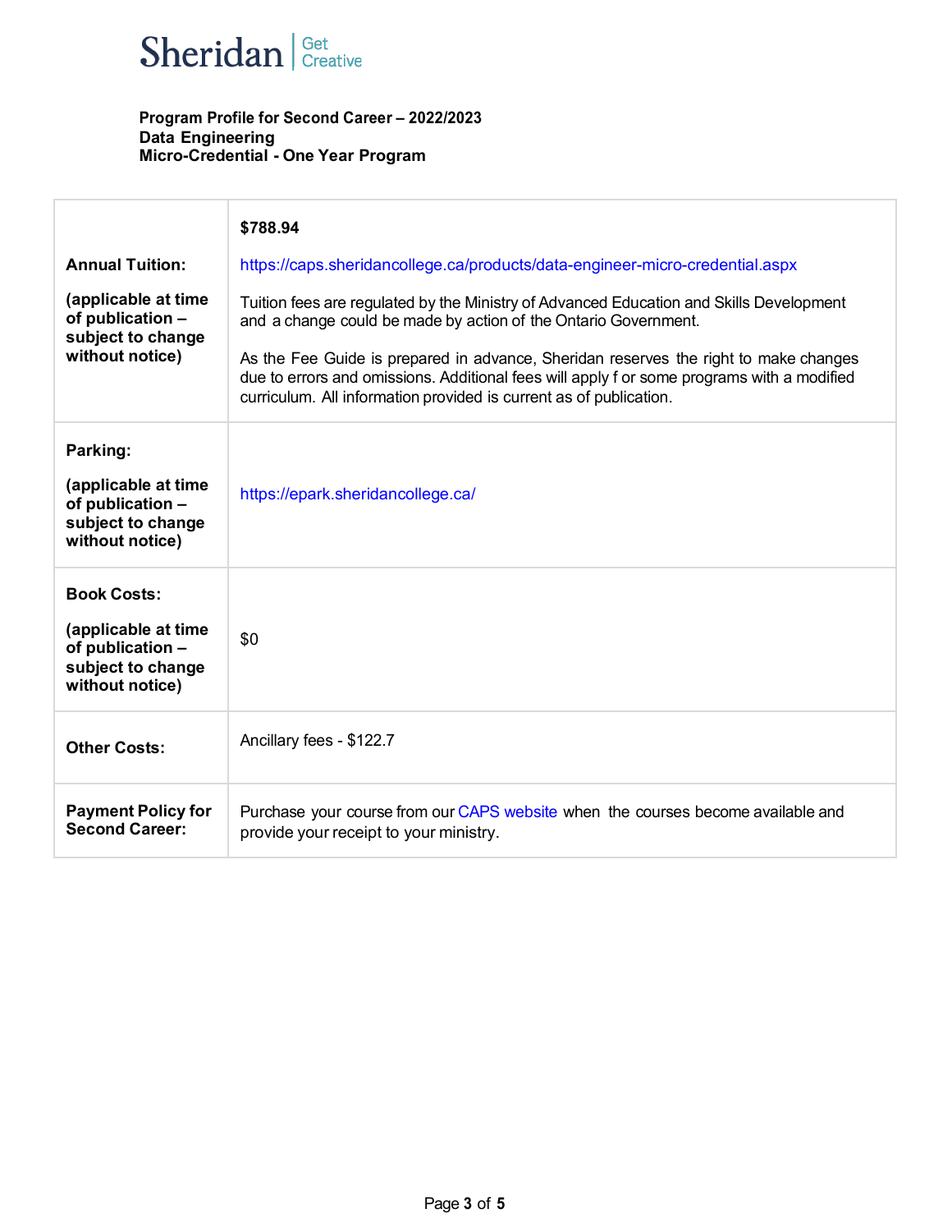Sheridan | Get Creative

**Program Profile for Second Career – 2022/2023**
**Data Engineering**
**Micro-Credential - One Year Program**

| | |
|---|---|
| **Annual Tuition:**<br><br>**(applicable at time of publication – subject to change without notice)** | **$788.94**<br><br>https://caps.sheridancollege.ca/products/data-engineer-micro-credential.aspx<br><br>Tuition fees are regulated by the Ministry of Advanced Education and Skills Development and a change could be made by action of the Ontario Government.<br><br>As the Fee Guide is prepared in advance, Sheridan reserves the right to make changes due to errors and omissions. Additional fees will apply f or some programs with a modified curriculum. All information provided is current as of publication. |
| **Parking:**<br><br>**(applicable at time of publication – subject to change without notice)** | https://epark.sheridancollege.ca/ |
| **Book Costs:**<br><br>**(applicable at time of publication – subject to change without notice)** | $0 |
| **Other Costs:** | Ancillary fees - $122.7 |
| **Payment Policy for Second Career:** | Purchase your course from our CAPS website when the courses become available and provide your receipt to your ministry. |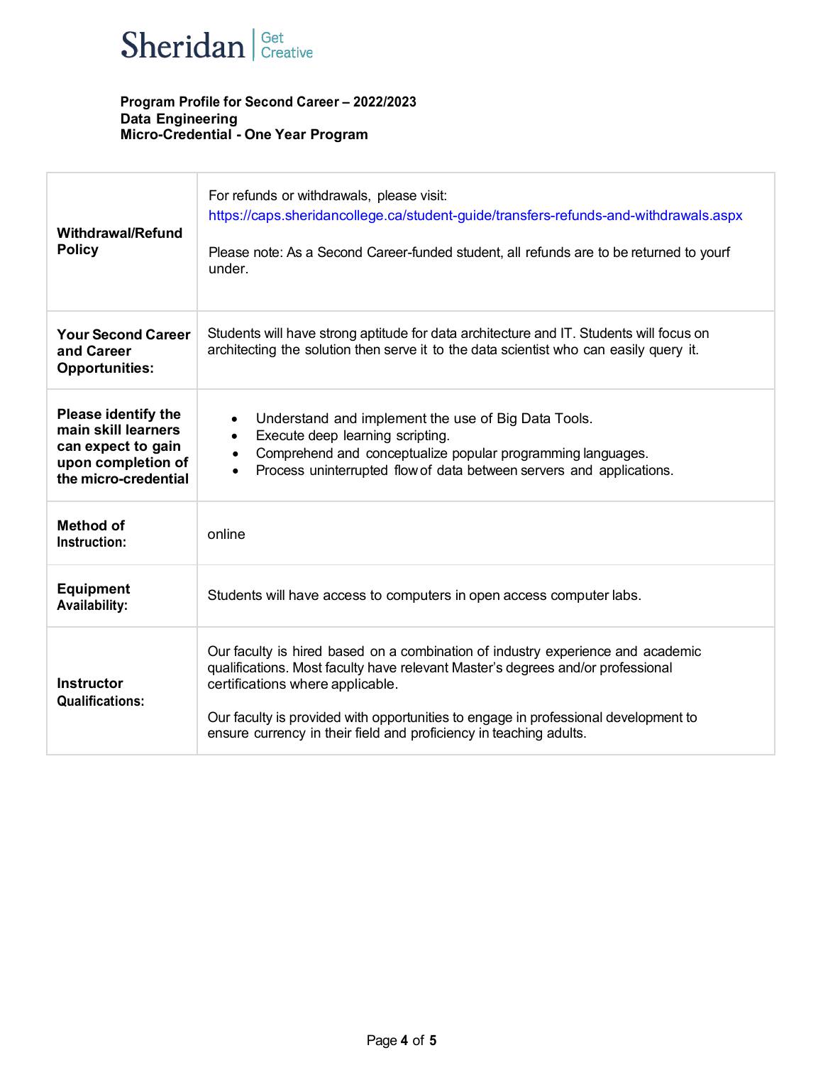Sheridan | Get Creative

**Program Profile for Second Career – 2022/2023**
**Data Engineering**
**Micro-Credential - One Year Program**

| | |
|---|---|
| **Withdrawal/Refund Policy** | For refunds or withdrawals, please visit: https://caps.sheridancollege.ca/student-guide/transfers-refunds-and-withdrawals.aspx<br><br>Please note: As a Second Career-funded student, all refunds are to be returned to yourf under. |
| **Your Second Career and Career Opportunities:** | Students will have strong aptitude for data architecture and IT. Students will focus on architecting the solution then serve it to the data scientist who can easily query it. |
| **Please identify the main skill learners can expect to gain upon completion of the micro-credential** | • Understand and implement the use of Big Data Tools.<br>• Execute deep learning scripting.<br>• Comprehend and conceptualize popular programming languages.<br>• Process uninterrupted flow of data between servers and applications. |
| **Method of Instruction:** | online |
| **Equipment Availability:** | Students will have access to computers in open access computer labs. |
| **Instructor Qualifications:** | Our faculty is hired based on a combination of industry experience and academic qualifications. Most faculty have relevant Master's degrees and/or professional certifications where applicable.<br><br>Our faculty is provided with opportunities to engage in professional development to ensure currency in their field and proficiency in teaching adults. |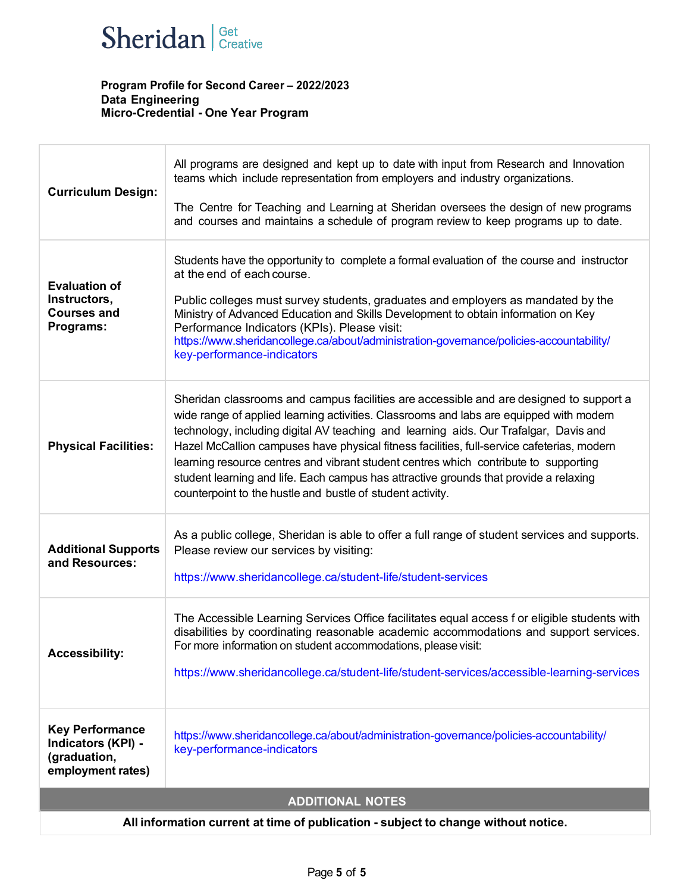**Program Profile for Second Career – 2022/2023**
**Data Engineering**
**Micro-Credential - One Year Program**

| | |
|---|---|
| **Curriculum Design:** | All programs are designed and kept up to date with input from Research and Innovation teams which include representation from employers and industry organizations.<br><br>The Centre for Teaching and Learning at Sheridan oversees the design of new programs and courses and maintains a schedule of program review to keep programs up to date. |
| **Evaluation of Instructors, Courses and Programs:** | Students have the opportunity to complete a formal evaluation of the course and instructor at the end of each course.<br><br>Public colleges must survey students, graduates and employers as mandated by the Ministry of Advanced Education and Skills Development to obtain information on Key Performance Indicators (KPIs). Please visit: https://www.sheridancollege.ca/about/administration-governance/policies-accountability/key-performance-indicators |
| **Physical Facilities:** | Sheridan classrooms and campus facilities are accessible and are designed to support a wide range of applied learning activities. Classrooms and labs are equipped with modern technology, including digital AV teaching and learning aids. Our Trafalgar, Davis and Hazel McCallion campuses have physical fitness facilities, full-service cafeterias, modern learning resource centres and vibrant student centres which contribute to supporting student learning and life. Each campus has attractive grounds that provide a relaxing counterpoint to the hustle and bustle of student activity. |
| **Additional Supports and Resources:** | As a public college, Sheridan is able to offer a full range of student services and supports. Please review our services by visiting:<br><br>https://www.sheridancollege.ca/student-life/student-services |
| **Accessibility:** | The Accessible Learning Services Office facilitates equal access f or eligible students with disabilities by coordinating reasonable academic accommodations and support services. For more information on student accommodations, please visit:<br><br>https://www.sheridancollege.ca/student-life/student-services/accessible-learning-services |
| **Key Performance Indicators (KPI) - (graduation, employment rates)** | https://www.sheridancollege.ca/about/administration-governance/policies-accountability/key-performance-indicators |

**ADDITIONAL NOTES**

**All information current at time of publication - subject to change without notice.**